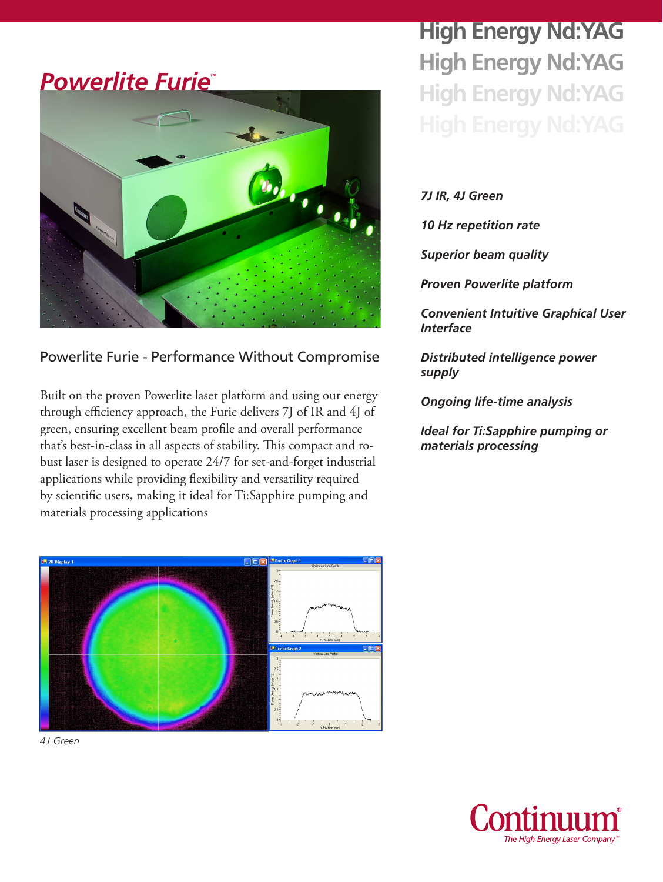# Powerlite Furie™

## High Energy Nd:YAG

## Powerlite Furie - Performance Without Compromise

Built on the proven Powerlite laser platform and using our energy through efficiency approach, the Furie delivers 7J of IR and 4J of green, ensuring excellent beam profile and overall performance that's best-in-class in all aspects of stability. This compact and robust laser is designed to operate 24/7 for set-and-forget industrial applications while providing flexibility and versatility required by scientific users, making it ideal for Ti:Sapphire pumping and materials processing applications

*4J Green*

***7J IR, 4J Green***

***10 Hz repetition rate***

***Superior beam quality***

***Proven Powerlite platform***

***Convenient Intuitive Graphical User Interface***

***Distributed intelligence power supply***

***Ongoing life-time analysis***

***Ideal for Ti:Sapphire pumping or materials processing***

Continuum®
*The High Energy Laser Company™*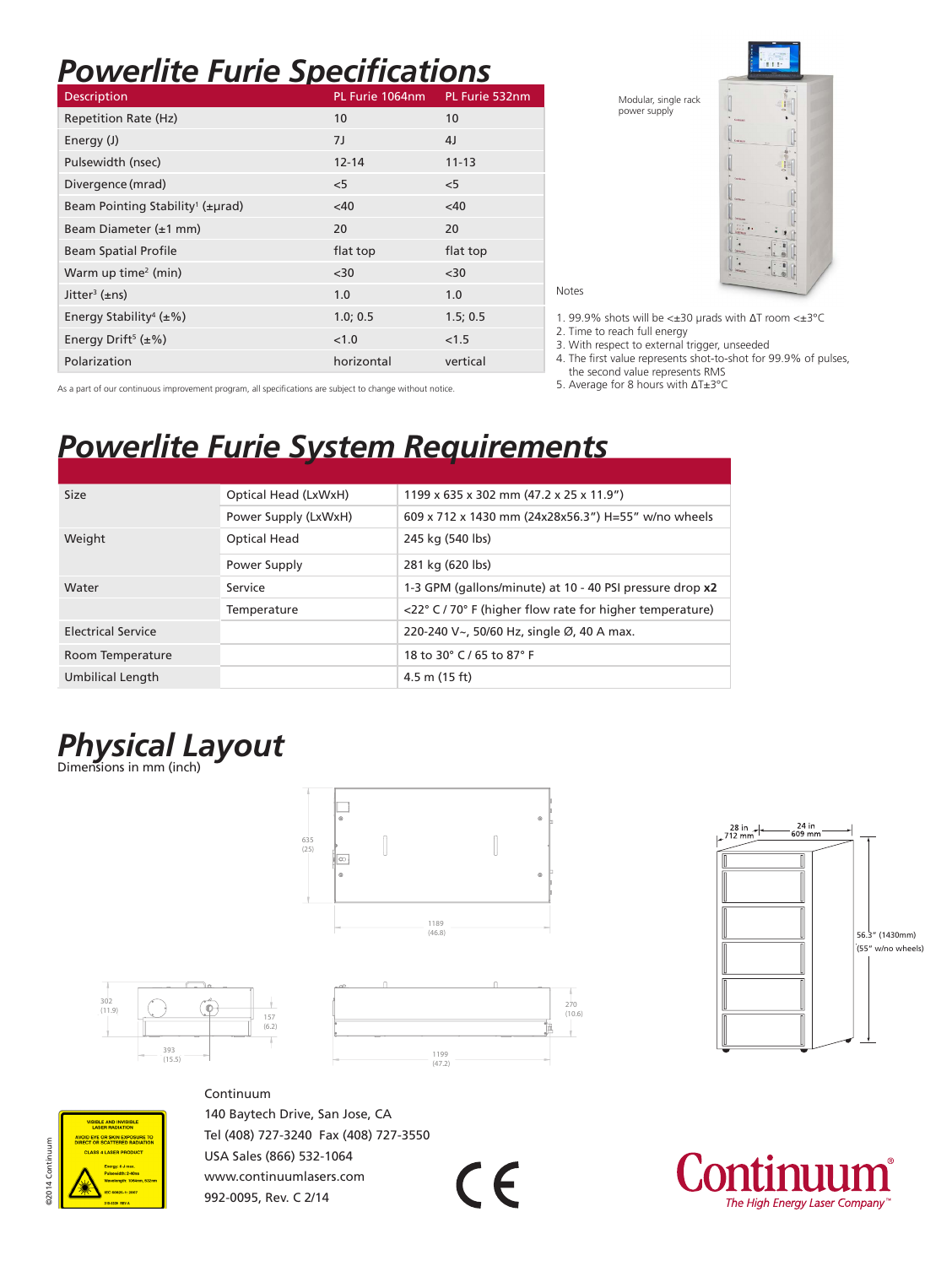# Powerlite Furie Specifications

| Description | PL Furie 1064nm | PL Furie 532nm |
|---|---|---|
| Repetition Rate (Hz) | 10 | 10 |
| Energy (J) | 7J | 4J |
| Pulsewidth (nsec) | 12-14 | 11-13 |
| Divergence (mrad) | <5 | <5 |
| Beam Pointing Stability[1] (±µrad) | <40 | <40 |
| Beam Diameter (±1 mm) | 20 | 20 |
| Beam Spatial Profile | flat top | flat top |
| Warm up time[2] (min) | <30 | <30 |
| Jitter[3] (±ns) | 1.0 | 1.0 |
| Energy Stability[4] (±%) | 1.0; 0.5 | 1.5; 0.5 |
| Energy Drift[5] (±%) | <1.0 | <1.5 |
| Polarization | horizontal | vertical |

As a part of our continuous improvement program, all specifications are subject to change without notice.

Modular, single rack power supply

Notes

1. 99.9% shots will be <±30 µrads with ΔT room <±3°C
2. Time to reach full energy
3. With respect to external trigger, unseeded
4. The first value represents shot-to-shot for 99.9% of pulses, the second value represents RMS
5. Average for 8 hours with ΔT±3°C

# Powerlite Furie System Requirements

| | | |
|---|---|---|
| Size | Optical Head (LxWxH) | 1199 x 635 x 302 mm (47.2 x 25 x 11.9") |
| | Power Supply (LxWxH) | 609 x 712 x 1430 mm (24x28x56.3") H=55" w/no wheels |
| Weight | Optical Head | 245 kg (540 lbs) |
| | Power Supply | 281 kg (620 lbs) |
| Water | Service | 1-3 GPM (gallons/minute) at 10 - 40 PSI pressure drop **x2** |
| | Temperature | <22° C / 70° F (higher flow rate for higher temperature) |
| Electrical Service | | 220-240 V~, 50/60 Hz, single Ø, 40 A max. |
| Room Temperature | | 18 to 30° C / 65 to 87° F |
| Umbilical Length | | 4.5 m (15 ft) |

# Physical Layout

Dimensions in mm (inch)

635 (25)

1189 (46.8)

302 (11.9)

157 (6.2)

393 (15.5)

270 (10.6)

1199 (47.2)

28 in 712 mm

24 in 609 mm

56.3" (1430mm) (55" w/no wheels)

VISIBLE AND INVISIBLE LASER RADIATION
AVOID EYE OR SKIN EXPOSURE TO DIRECT OR SCATTERED RADIATION
CLASS 4 LASER PRODUCT

©2014 Continuum

Continuum
140 Baytech Drive, San Jose, CA
Tel (408) 727-3240 Fax (408) 727-3550
USA Sales (866) 532-1064
www.continuumlasers.com
992-0095, Rev. C 2/14

CE

Continuum®
*The High Energy Laser Company™*